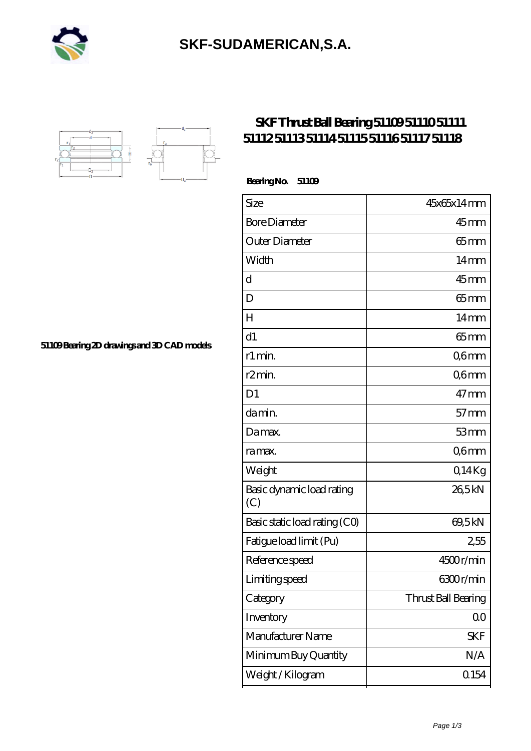# SKF-SUDAMERICAN,S.A.

## SKF Thrust Ball Bearing 51109 51110 51111 51112 51113 51114 51115 51116 51117 51118

51109 Bearing 2D drawings and 3D CAD models

**Bearing No. 51109**

| Size | 45x65x14 mm |
|---|---|
| Bore Diameter | 45 mm |
| Outer Diameter | 65 mm |
| Width | 14 mm |
| d | 45 mm |
| D | 65 mm |
| H | 14 mm |
| d1 | 65 mm |
| r1 min. | 0,6 mm |
| r2 min. | 0,6 mm |
| D1 | 47 mm |
| da min. | 57 mm |
| Da max. | 53 mm |
| ra max. | 0,6 mm |
| Weight | 0,14 Kg |
| Basic dynamic load rating (C) | 26,5 kN |
| Basic static load rating (C0) | 69,5 kN |
| Fatigue load limit (Pu) | 2,55 |
| Reference speed | 4500 r/min |
| Limiting speed | 6300 r/min |
| Category | Thrust Ball Bearing |
| Inventory | 0.0 |
| Manufacturer Name | SKF |
| Minimum Buy Quantity | N/A |
| Weight / Kilogram | 0.154 |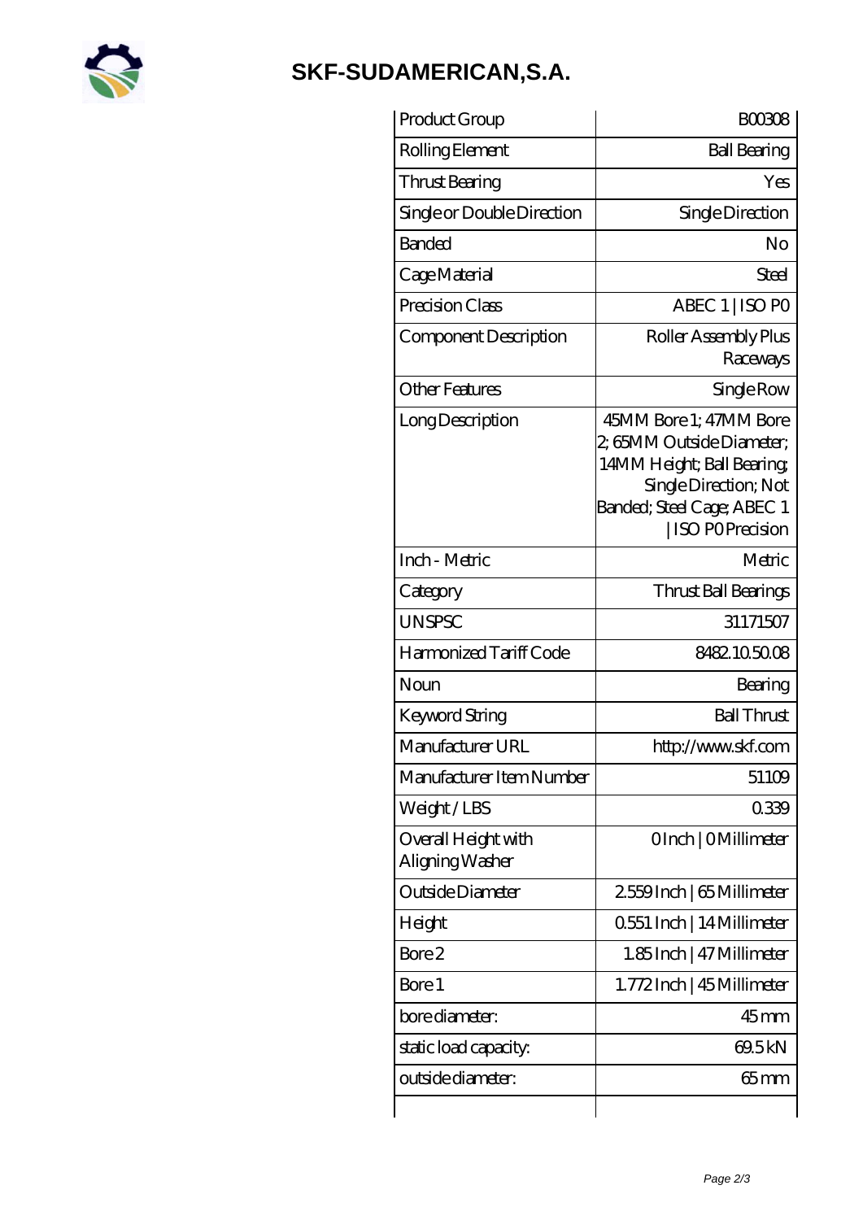# SKF-SUDAMERICAN,S.A.

| Product Group | B00308 |
|---|---|
| Rolling Element | Ball Bearing |
| Thrust Bearing | Yes |
| Single or Double Direction | Single Direction |
| Banded | No |
| Cage Material | Steel |
| Precision Class | ABEC 1 \| ISO P0 |
| Component Description | Roller Assembly Plus Raceways |
| Other Features | Single Row |
| Long Description | 45MM Bore 1; 47MM Bore 2; 65MM Outside Diameter; 14MM Height; Ball Bearing; Single Direction; Not Banded; Steel Cage; ABEC 1 \| ISO P0 Precision |
| Inch - Metric | Metric |
| Category | Thrust Ball Bearings |
| UNSPSC | 31171507 |
| Harmonized Tariff Code | 8482.10.50.08 |
| Noun | Bearing |
| Keyword String | Ball Thrust |
| Manufacturer URL | http://www.skf.com |
| Manufacturer Item Number | 51109 |
| Weight / LBS | 0.339 |
| Overall Height with Aligning Washer | 0 Inch \| 0 Millimeter |
| Outside Diameter | 2.559 Inch \| 65 Millimeter |
| Height | 0.551 Inch \| 14 Millimeter |
| Bore 2 | 1.85 Inch \| 47 Millimeter |
| Bore 1 | 1.772 Inch \| 45 Millimeter |
| bore diameter: | 45 mm |
| static load capacity: | 69.5 kN |
| outside diameter: | 65 mm |
| | |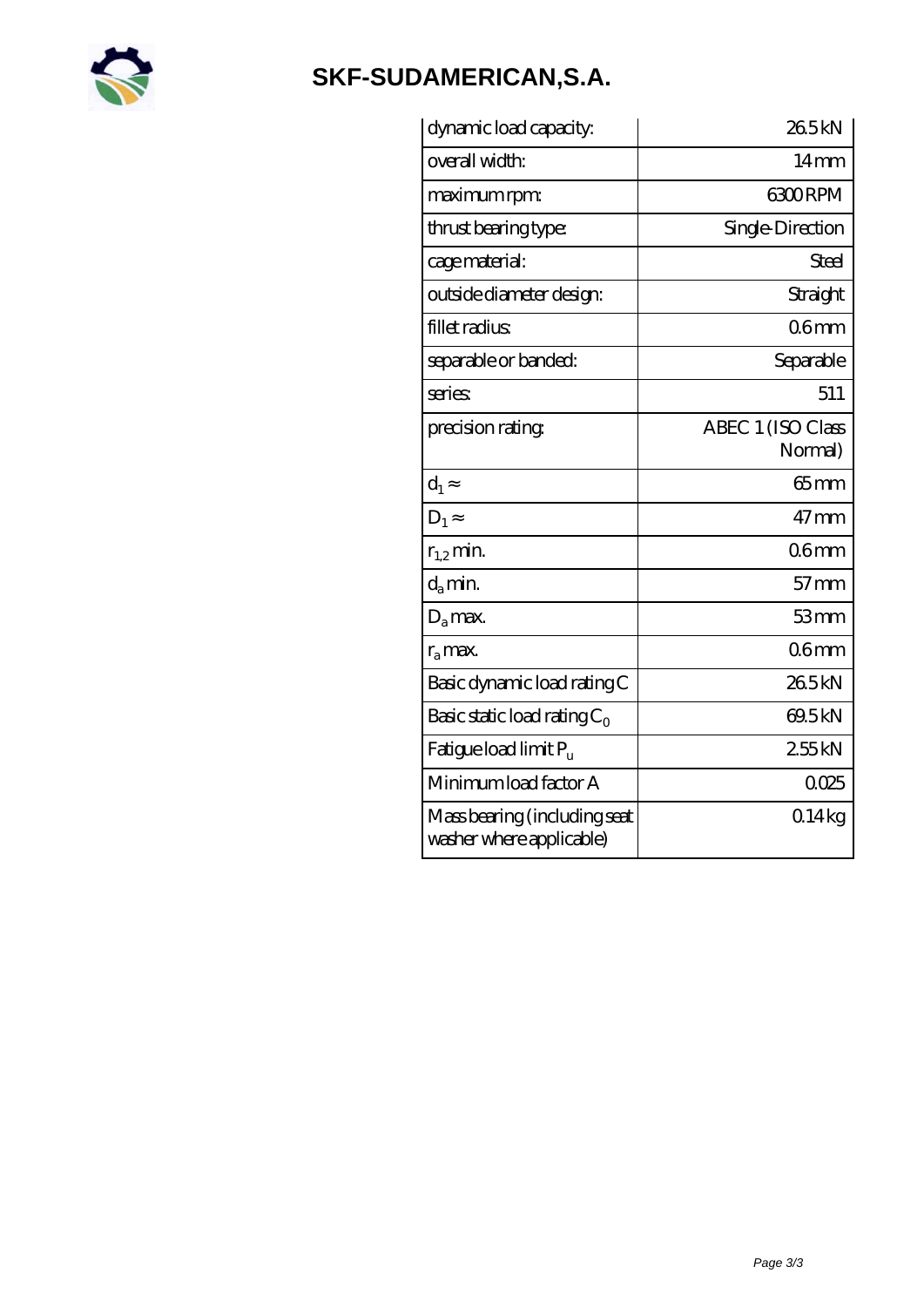# SKF-SUDAMERICAN,S.A.

| | |
|---|---|
| dynamic load capacity: | 26.5 kN |
| overall width: | 14 mm |
| maximum rpm: | 6300 RPM |
| thrust bearing type: | Single-Direction |
| cage material: | Steel |
| outside diameter design: | Straight |
| fillet radius: | 0.6 mm |
| separable or banded: | Separable |
| series: | 511 |
| precision rating: | ABEC 1 (ISO Class Normal) |
| $d_1 \approx$ | 65 mm |
| $D_1 \approx$ | 47 mm |
| $r_{1,2}$ min. | 0.6 mm |
| $d_a$ min. | 57 mm |
| $D_a$ max. | 53 mm |
| $r_a$ max. | 0.6 mm |
| Basic dynamic load rating C | 26.5 kN |
| Basic static load rating $C_0$ | 69.5 kN |
| Fatigue load limit $P_u$ | 2.55 kN |
| Minimum load factor A | 0.025 |
| Mass bearing (including seat washer where applicable) | 0.14 kg |